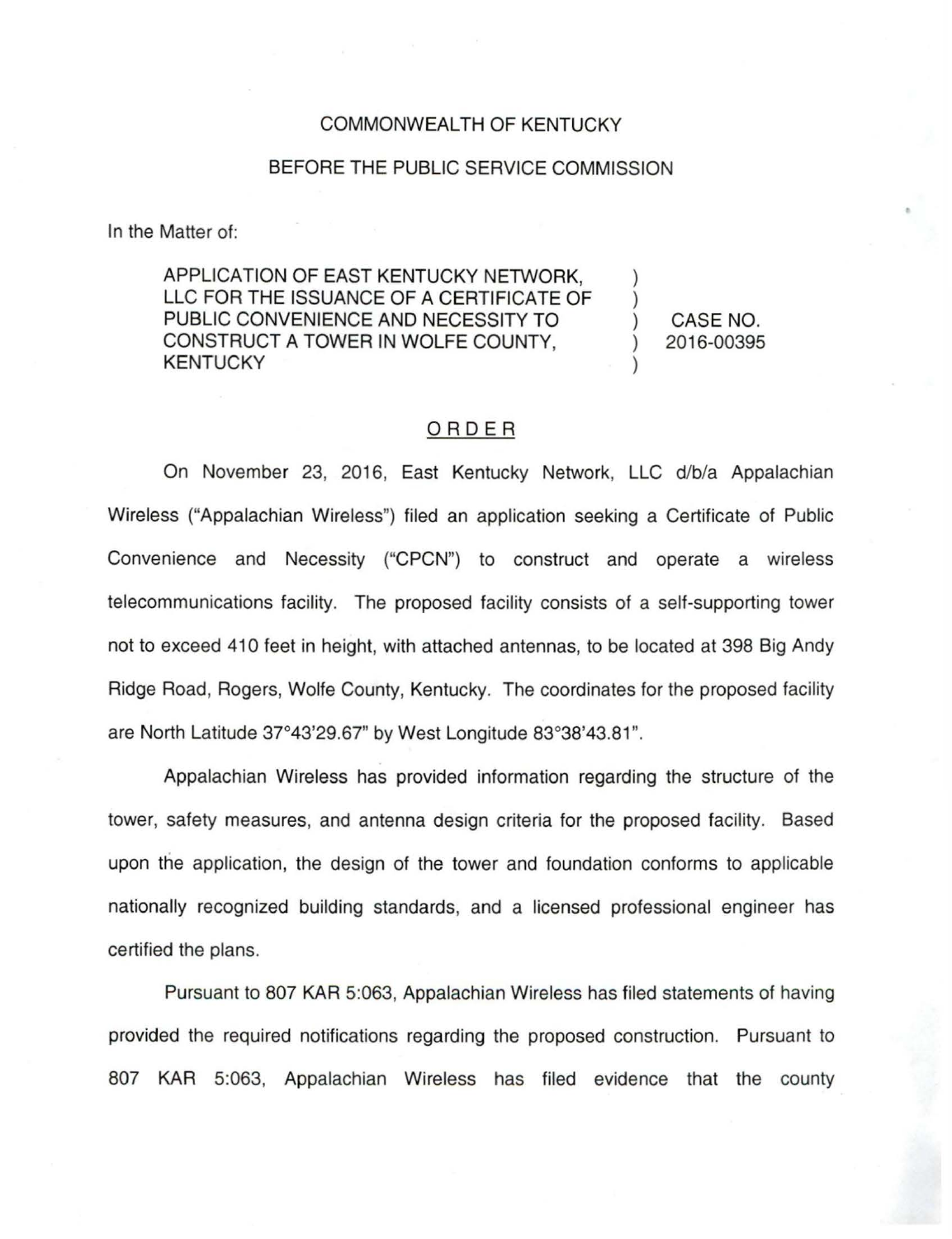COMMONWEALTH OF KENTUCKY

BEFORE THE PUBLIC SERVICE COMMISSION

In the Matter of:

| | | |
|---|---|---|
| APPLICATION OF EAST KENTUCKY NETWORK, LLC FOR THE ISSUANCE OF A CERTIFICATE OF PUBLIC CONVENIENCE AND NECESSITY TO CONSTRUCT A TOWER IN WOLFE COUNTY, KENTUCKY | ) ) ) ) ) | CASE NO. 2016-00395 |

## ORDER

On November 23, 2016, East Kentucky Network, LLC d/b/a Appalachian Wireless ("Appalachian Wireless") filed an application seeking a Certificate of Public Convenience and Necessity ("CPCN") to construct and operate a wireless telecommunications facility. The proposed facility consists of a self-supporting tower not to exceed 410 feet in height, with attached antennas, to be located at 398 Big Andy Ridge Road, Rogers, Wolfe County, Kentucky. The coordinates for the proposed facility are North Latitude 37°43'29.67" by West Longitude 83°38'43.81".

Appalachian Wireless has provided information regarding the structure of the tower, safety measures, and antenna design criteria for the proposed facility. Based upon the application, the design of the tower and foundation conforms to applicable nationally recognized building standards, and a licensed professional engineer has certified the plans.

Pursuant to 807 KAR 5:063, Appalachian Wireless has filed statements of having provided the required notifications regarding the proposed construction. Pursuant to 807 KAR 5:063, Appalachian Wireless has filed evidence that the county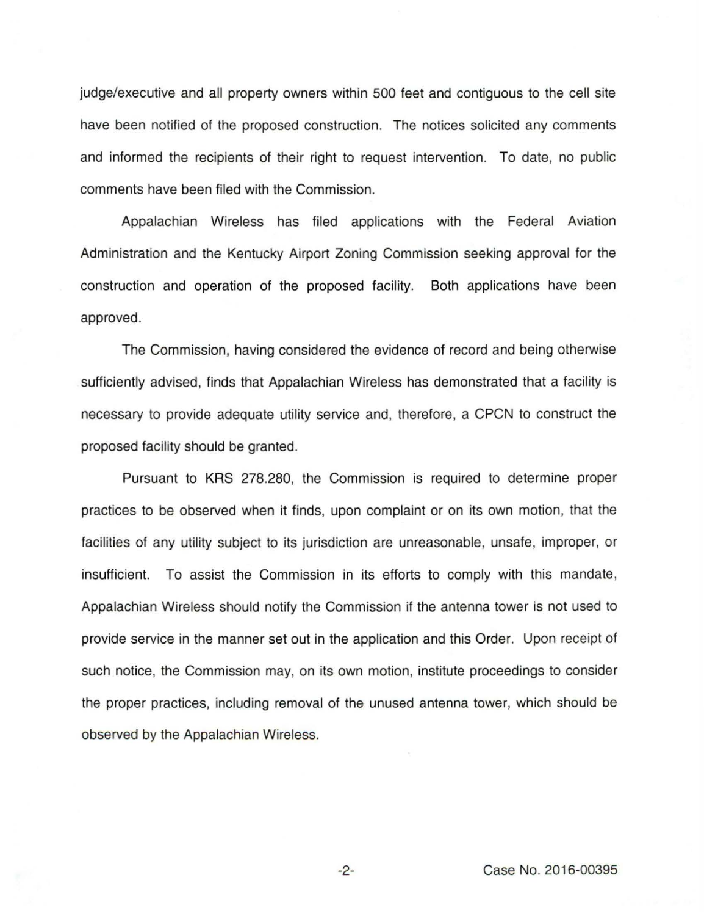judge/executive and all property owners within 500 feet and contiguous to the cell site have been notified of the proposed construction. The notices solicited any comments and informed the recipients of their right to request intervention. To date, no public comments have been filed with the Commission.

Appalachian Wireless has filed applications with the Federal Aviation Administration and the Kentucky Airport Zoning Commission seeking approval for the construction and operation of the proposed facility. Both applications have been approved.

The Commission, having considered the evidence of record and being otherwise sufficiently advised, finds that Appalachian Wireless has demonstrated that a facility is necessary to provide adequate utility service and, therefore, a CPCN to construct the proposed facility should be granted.

Pursuant to KRS 278.280, the Commission is required to determine proper practices to be observed when it finds, upon complaint or on its own motion, that the facilities of any utility subject to its jurisdiction are unreasonable, unsafe, improper, or insufficient. To assist the Commission in its efforts to comply with this mandate, Appalachian Wireless should notify the Commission if the antenna tower is not used to provide service in the manner set out in the application and this Order. Upon receipt of such notice, the Commission may, on its own motion, institute proceedings to consider the proper practices, including removal of the unused antenna tower, which should be observed by the Appalachian Wireless.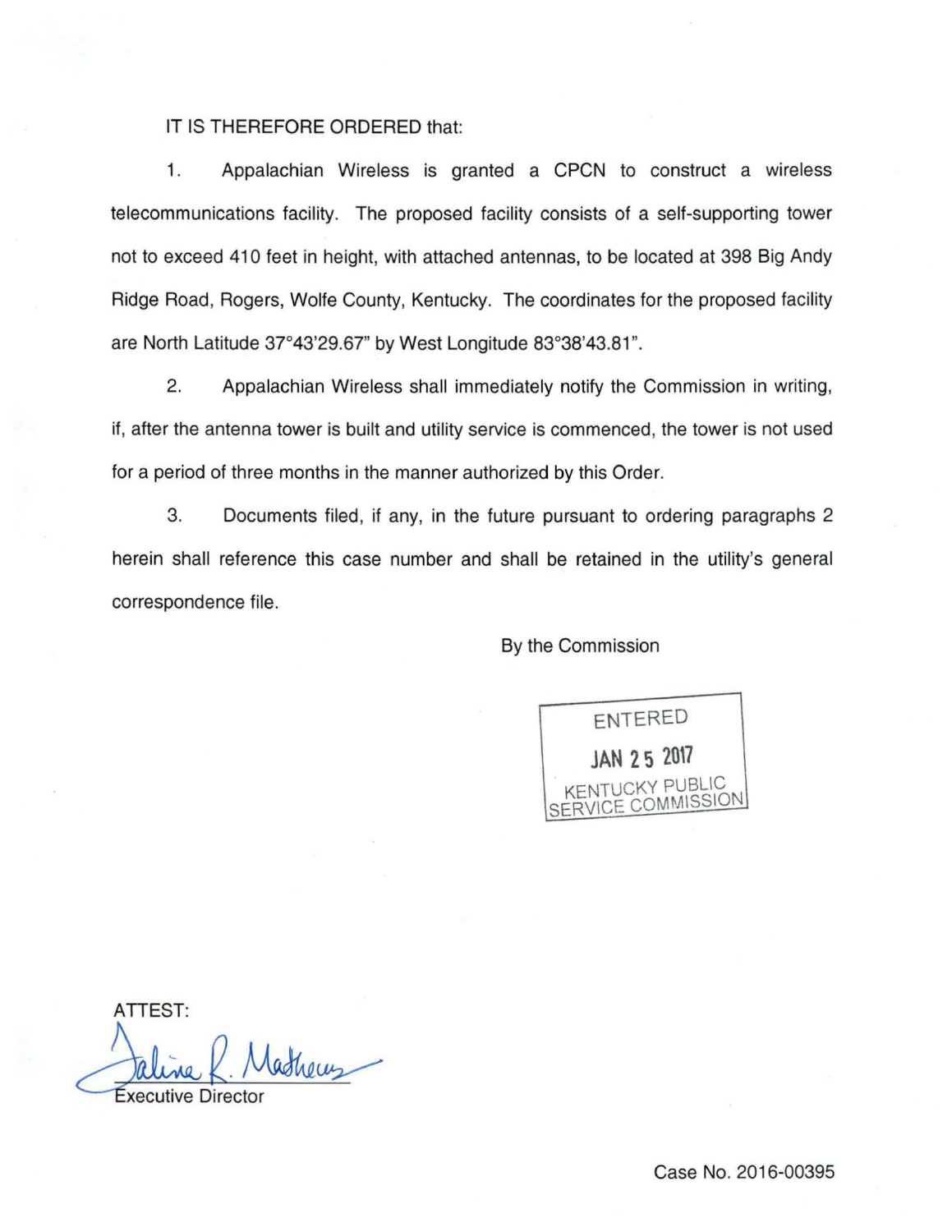IT IS THEREFORE ORDERED that:

1. Appalachian Wireless is granted a CPCN to construct a wireless telecommunications facility. The proposed facility consists of a self-supporting tower not to exceed 410 feet in height, with attached antennas, to be located at 398 Big Andy Ridge Road, Rogers, Wolfe County, Kentucky. The coordinates for the proposed facility are North Latitude 37°43'29.67" by West Longitude 83°38'43.81".

2. Appalachian Wireless shall immediately notify the Commission in writing, if, after the antenna tower is built and utility service is commenced, the tower is not used for a period of three months in the manner authorized by this Order.

3. Documents filed, if any, in the future pursuant to ordering paragraphs 2 herein shall reference this case number and shall be retained in the utility's general correspondence file.

By the Commission

ENTERED
JAN 25 2017
KENTUCKY PUBLIC SERVICE COMMISSION

ATTEST:

Executive Director

Case No. 2016-00395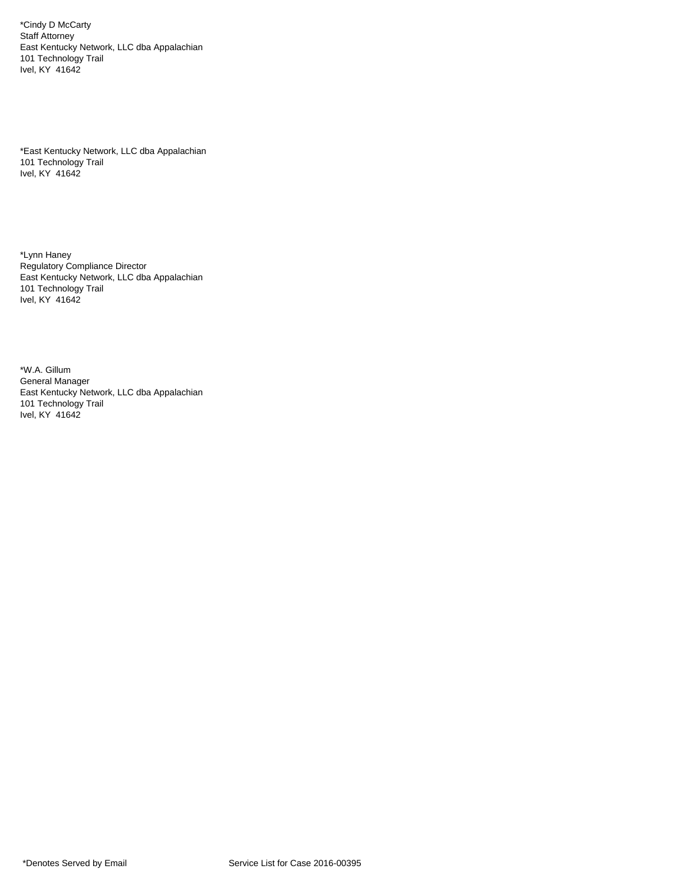*Cindy D McCarty
Staff Attorney
East Kentucky Network, LLC dba Appalachian
101 Technology Trail
Ivel, KY 41642

*East Kentucky Network, LLC dba Appalachian
101 Technology Trail
Ivel, KY 41642

*Lynn Haney
Regulatory Compliance Director
East Kentucky Network, LLC dba Appalachian
101 Technology Trail
Ivel, KY 41642

*W.A. Gillum
General Manager
East Kentucky Network, LLC dba Appalachian
101 Technology Trail
Ivel, KY 41642

*Denotes Served by Email

Service List for Case 2016-00395